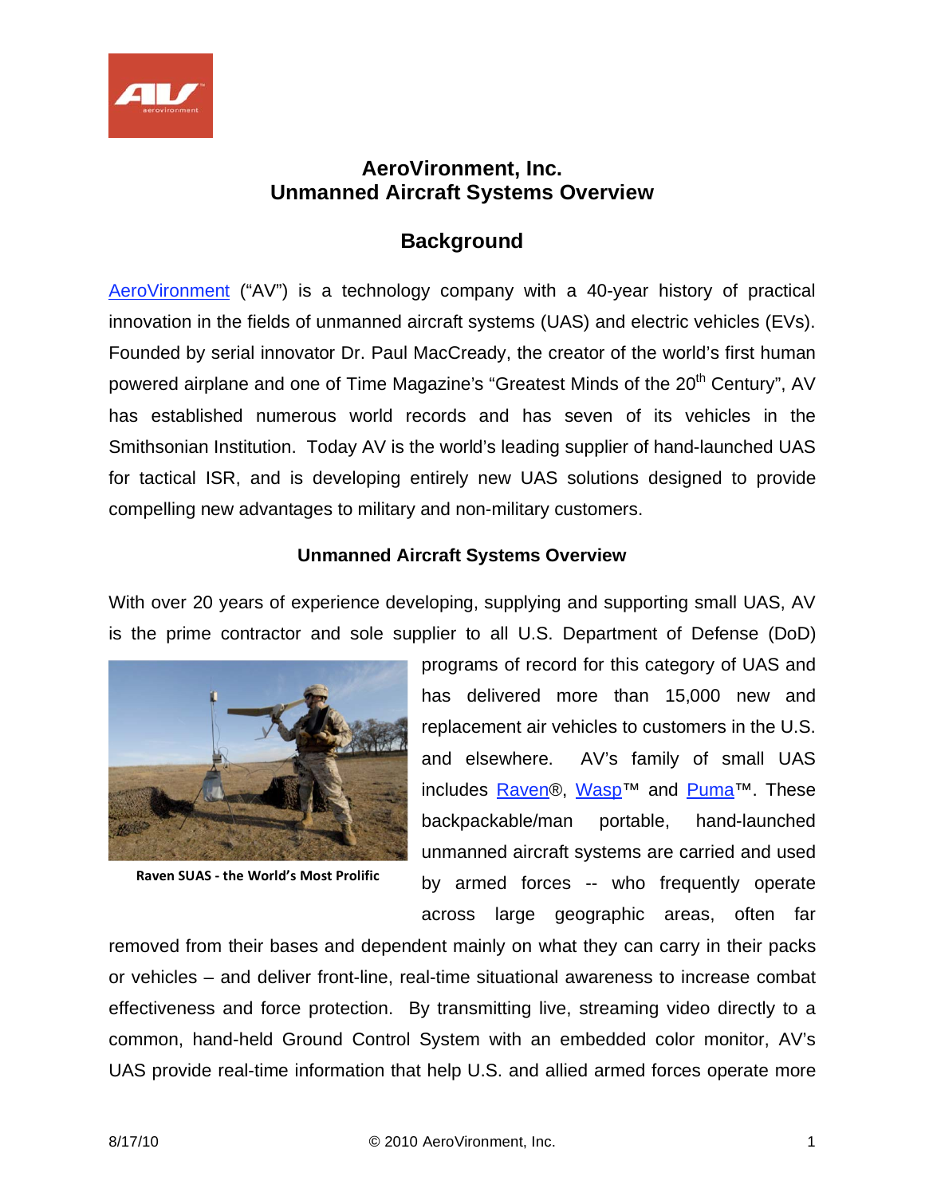# AeroVironment, Inc.
# Unmanned Aircraft Systems Overview

## Background

AeroVironment ("AV") is a technology company with a 40-year history of practical innovation in the fields of unmanned aircraft systems (UAS) and electric vehicles (EVs). Founded by serial innovator Dr. Paul MacCready, the creator of the world's first human powered airplane and one of Time Magazine's "Greatest Minds of the 20th Century", AV has established numerous world records and has seven of its vehicles in the Smithsonian Institution. Today AV is the world's leading supplier of hand-launched UAS for tactical ISR, and is developing entirely new UAS solutions designed to provide compelling new advantages to military and non-military customers.

### Unmanned Aircraft Systems Overview

With over 20 years of experience developing, supplying and supporting small UAS, AV is the prime contractor and sole supplier to all U.S. Department of Defense (DoD) programs of record for this category of UAS and has delivered more than 15,000 new and replacement air vehicles to customers in the U.S. and elsewhere. AV's family of small UAS includes Raven®, Wasp™ and Puma™. These backpackable/man portable, hand-launched unmanned aircraft systems are carried and used by armed forces -- who frequently operate across large geographic areas, often far removed from their bases and dependent mainly on what they can carry in their packs or vehicles – and deliver front-line, real-time situational awareness to increase combat effectiveness and force protection. By transmitting live, streaming video directly to a common, hand-held Ground Control System with an embedded color monitor, AV's UAS provide real-time information that help U.S. and allied armed forces operate more

**Raven SUAS - the World's Most Prolific**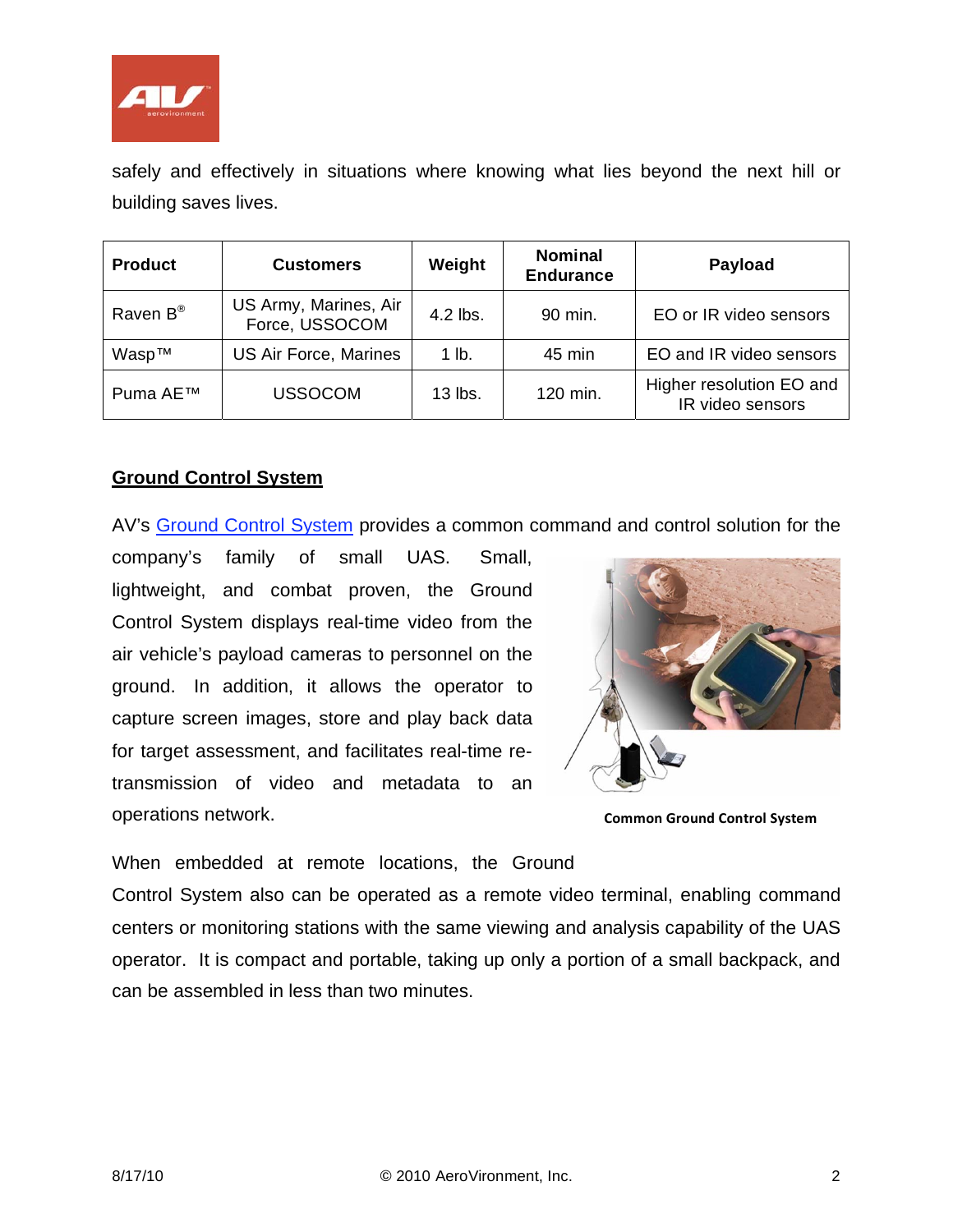safely and effectively in situations where knowing what lies beyond the next hill or building saves lives.

| Product | Customers | Weight | Nominal Endurance | Payload |
| --- | --- | --- | --- | --- |
| Raven B® | US Army, Marines, Air Force, USSOCOM | 4.2 lbs. | 90 min. | EO or IR video sensors |
| Wasp™ | US Air Force, Marines | 1 lb. | 45 min | EO and IR video sensors |
| Puma AE™ | USSOCOM | 13 lbs. | 120 min. | Higher resolution EO and IR video sensors |

## Ground Control System

AV's Ground Control System provides a common command and control solution for the company's family of small UAS. Small, lightweight, and combat proven, the Ground Control System displays real-time video from the air vehicle's payload cameras to personnel on the ground. In addition, it allows the operator to capture screen images, store and play back data for target assessment, and facilitates real-time re-transmission of video and metadata to an operations network.

Common Ground Control System

When embedded at remote locations, the Ground Control System also can be operated as a remote video terminal, enabling command centers or monitoring stations with the same viewing and analysis capability of the UAS operator. It is compact and portable, taking up only a portion of a small backpack, and can be assembled in less than two minutes.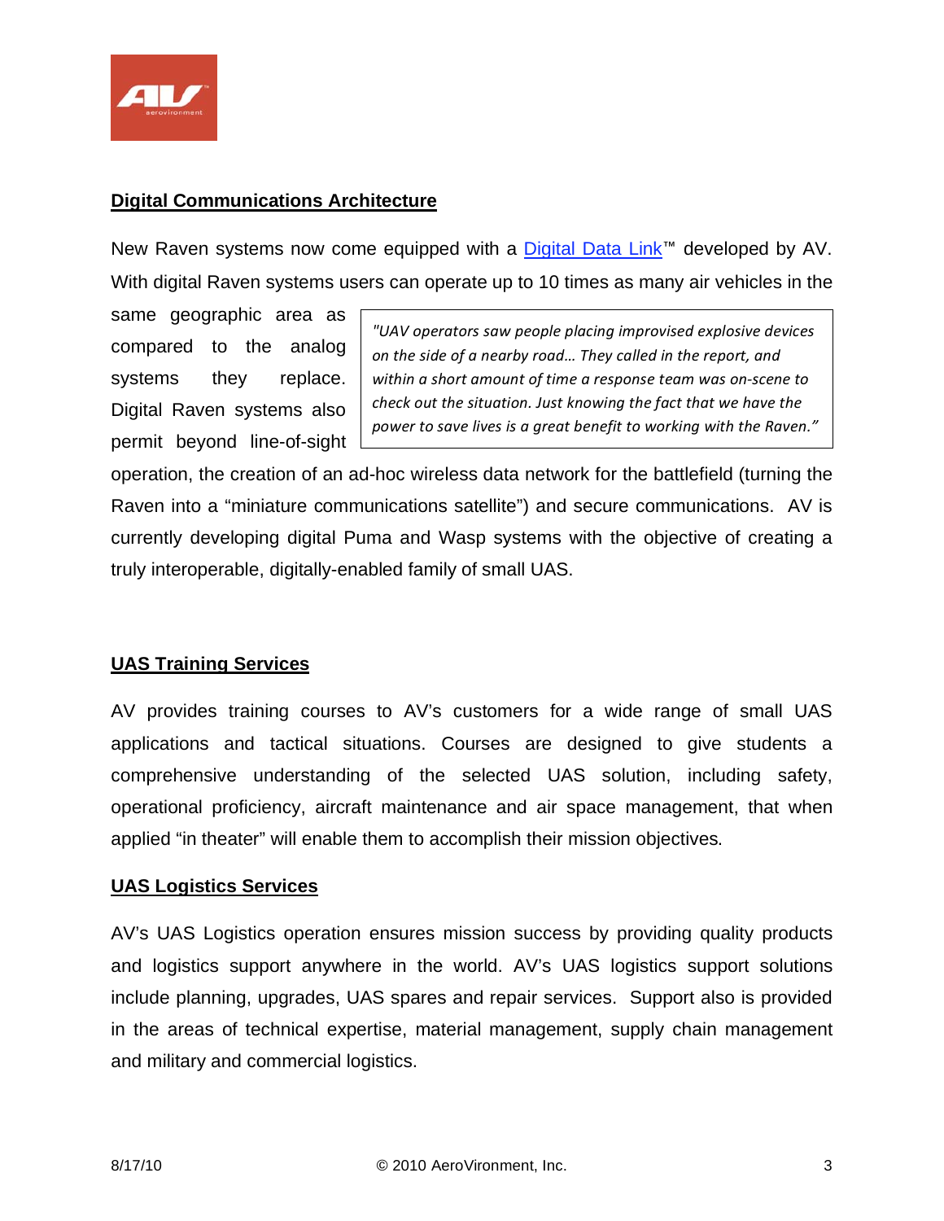## Digital Communications Architecture

New Raven systems now come equipped with a Digital Data Link™ developed by AV. With digital Raven systems users can operate up to 10 times as many air vehicles in the same geographic area as compared to the analog systems they replace. Digital Raven systems also permit beyond line-of-sight operation, the creation of an ad-hoc wireless data network for the battlefield (turning the Raven into a "miniature communications satellite") and secure communications. AV is currently developing digital Puma and Wasp systems with the objective of creating a truly interoperable, digitally-enabled family of small UAS.

> *"UAV operators saw people placing improvised explosive devices on the side of a nearby road… They called in the report, and within a short amount of time a response team was on-scene to check out the situation. Just knowing the fact that we have the power to save lives is a great benefit to working with the Raven."*

## UAS Training Services

AV provides training courses to AV's customers for a wide range of small UAS applications and tactical situations. Courses are designed to give students a comprehensive understanding of the selected UAS solution, including safety, operational proficiency, aircraft maintenance and air space management, that when applied "in theater" will enable them to accomplish their mission objectives.

## UAS Logistics Services

AV's UAS Logistics operation ensures mission success by providing quality products and logistics support anywhere in the world. AV's UAS logistics support solutions include planning, upgrades, UAS spares and repair services. Support also is provided in the areas of technical expertise, material management, supply chain management and military and commercial logistics.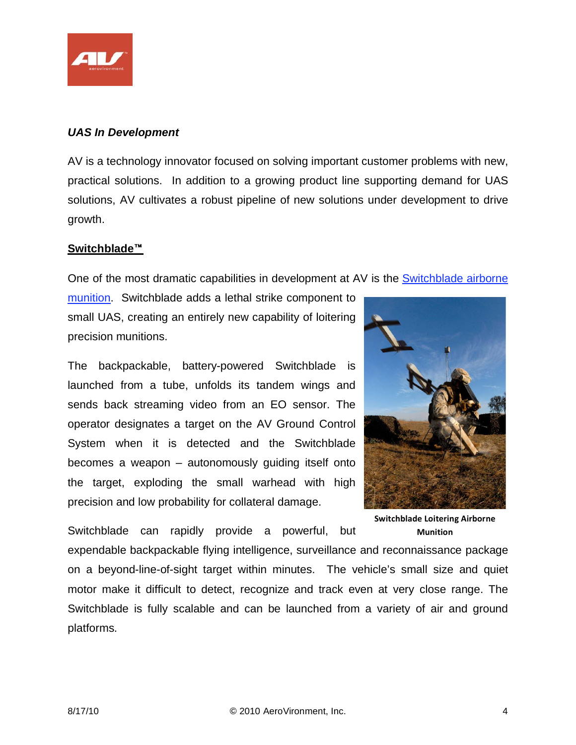***UAS In Development***

AV is a technology innovator focused on solving important customer problems with new, practical solutions. In addition to a growing product line supporting demand for UAS solutions, AV cultivates a robust pipeline of new solutions under development to drive growth.

**Switchblade™**

One of the most dramatic capabilities in development at AV is the Switchblade airborne munition. Switchblade adds a lethal strike component to small UAS, creating an entirely new capability of loitering precision munitions.

The backpackable, battery-powered Switchblade is launched from a tube, unfolds its tandem wings and sends back streaming video from an EO sensor. The operator designates a target on the AV Ground Control System when it is detected and the Switchblade becomes a weapon – autonomously guiding itself onto the target, exploding the small warhead with high precision and low probability for collateral damage.

**Switchblade Loitering Airborne Munition**

Switchblade can rapidly provide a powerful, but expendable backpackable flying intelligence, surveillance and reconnaissance package on a beyond-line-of-sight target within minutes. The vehicle's small size and quiet motor make it difficult to detect, recognize and track even at very close range. The Switchblade is fully scalable and can be launched from a variety of air and ground platforms.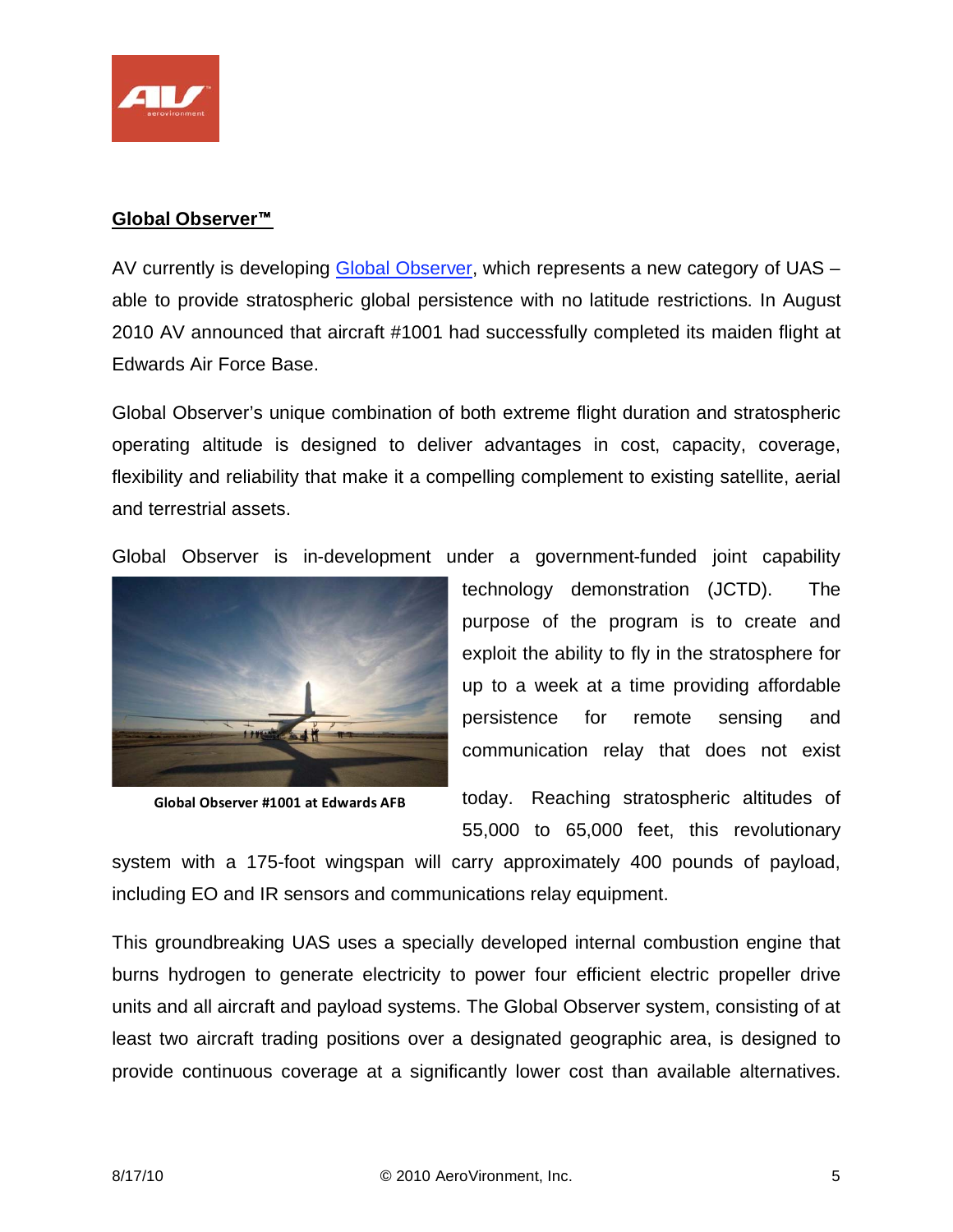## Global Observer™

AV currently is developing Global Observer, which represents a new category of UAS – able to provide stratospheric global persistence with no latitude restrictions. In August 2010 AV announced that aircraft #1001 had successfully completed its maiden flight at Edwards Air Force Base.

Global Observer's unique combination of both extreme flight duration and stratospheric operating altitude is designed to deliver advantages in cost, capacity, coverage, flexibility and reliability that make it a compelling complement to existing satellite, aerial and terrestrial assets.

Global Observer is in-development under a government-funded joint capability technology demonstration (JCTD). The purpose of the program is to create and exploit the ability to fly in the stratosphere for up to a week at a time providing affordable persistence for remote sensing and communication relay that does not exist today. Reaching stratospheric altitudes of 55,000 to 65,000 feet, this revolutionary system with a 175-foot wingspan will carry approximately 400 pounds of payload, including EO and IR sensors and communications relay equipment.

Global Observer #1001 at Edwards AFB

This groundbreaking UAS uses a specially developed internal combustion engine that burns hydrogen to generate electricity to power four efficient electric propeller drive units and all aircraft and payload systems. The Global Observer system, consisting of at least two aircraft trading positions over a designated geographic area, is designed to provide continuous coverage at a significantly lower cost than available alternatives.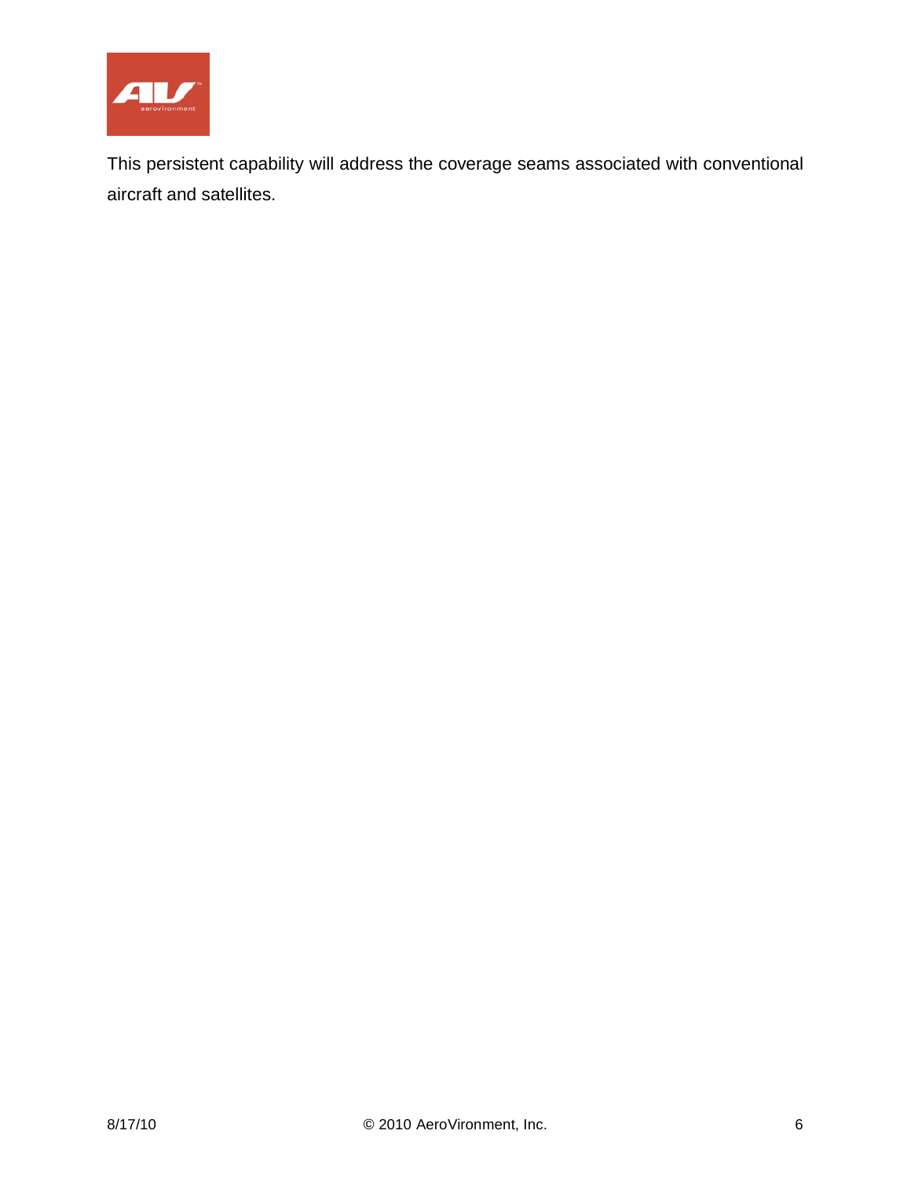This persistent capability will address the coverage seams associated with conventional aircraft and satellites.